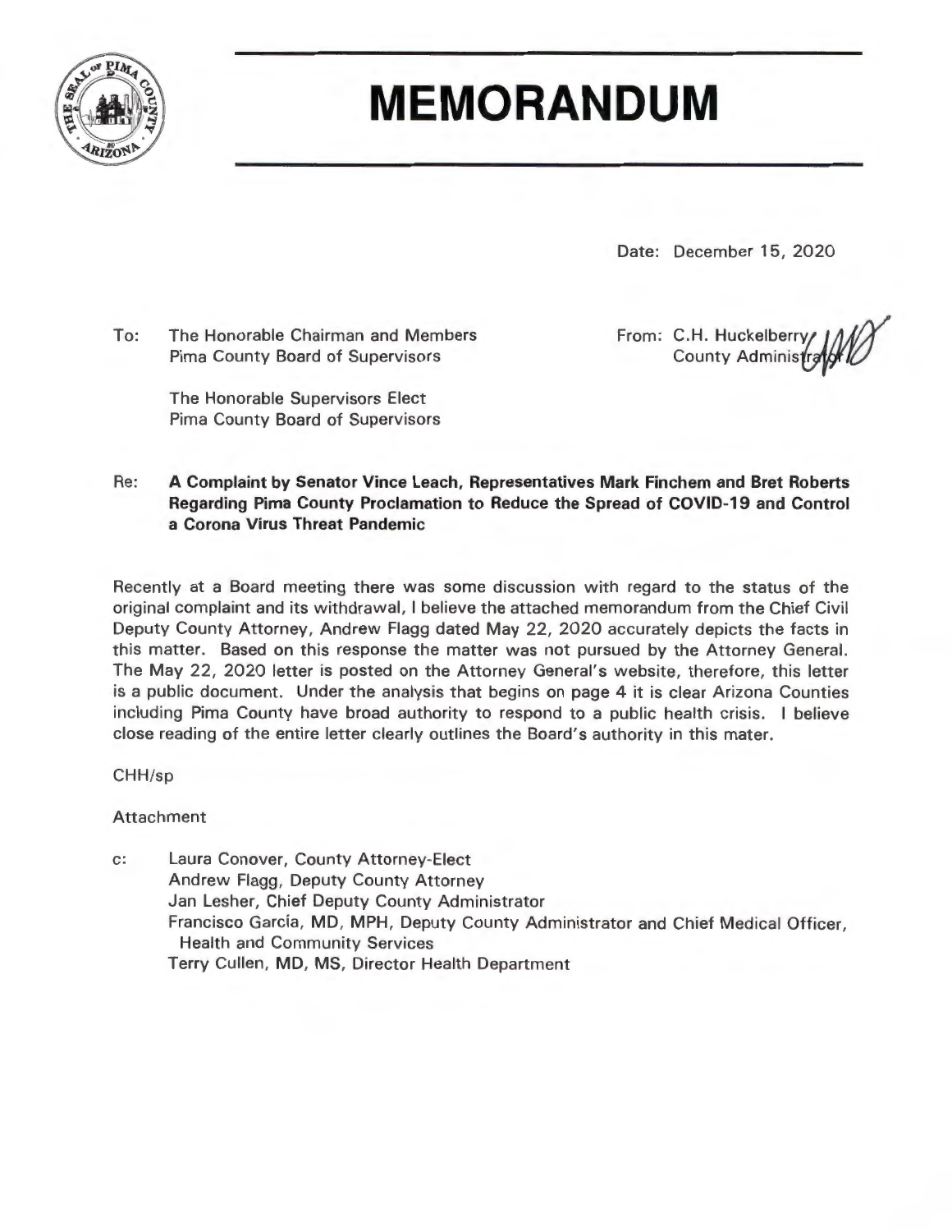# MEMORANDUM

Date: December 15, 2020

To: The Honorable Chairman and Members
Pima County Board of Supervisors

The Honorable Supervisors Elect
Pima County Board of Supervisors

From: C.H. Huckelberry
County Administrator

Re: **A Complaint by Senator Vince Leach, Representatives Mark Finchem and Bret Roberts Regarding Pima County Proclamation to Reduce the Spread of COVID-19 and Control a Corona Virus Threat Pandemic**

Recently at a Board meeting there was some discussion with regard to the status of the original complaint and its withdrawal, I believe the attached memorandum from the Chief Civil Deputy County Attorney, Andrew Flagg dated May 22, 2020 accurately depicts the facts in this matter. Based on this response the matter was not pursued by the Attorney General. The May 22, 2020 letter is posted on the Attorney General's website, therefore, this letter is a public document. Under the analysis that begins on page 4 it is clear Arizona Counties including Pima County have broad authority to respond to a public health crisis. I believe close reading of the entire letter clearly outlines the Board's authority in this mater.

CHH/sp

Attachment

c: Laura Conover, County Attorney-Elect
Andrew Flagg, Deputy County Attorney
Jan Lesher, Chief Deputy County Administrator
Francisco García, MD, MPH, Deputy County Administrator and Chief Medical Officer, Health and Community Services
Terry Cullen, MD, MS, Director Health Department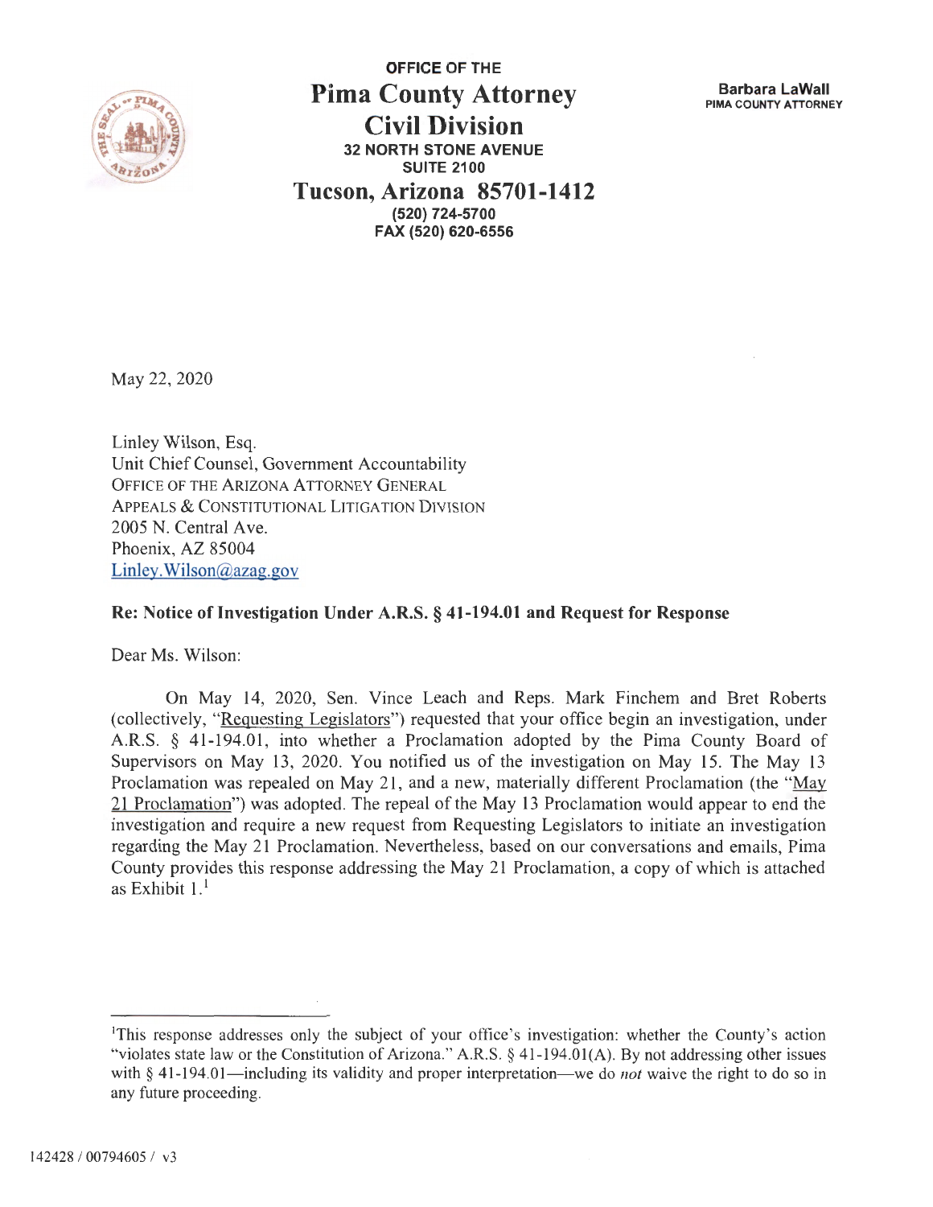**OFFICE OF THE**

# Pima County Attorney

## Civil Division

**32 NORTH STONE AVENUE**
**SUITE 2100**

**Tucson, Arizona 85701-1412**

**(520) 724-5700**
**FAX (520) 620-6556**

**Barbara LaWall**
**PIMA COUNTY ATTORNEY**

May 22, 2020

Linley Wilson, Esq.
Unit Chief Counsel, Government Accountability
OFFICE OF THE ARIZONA ATTORNEY GENERAL
APPEALS & CONSTITUTIONAL LITIGATION DIVISION
2005 N. Central Ave.
Phoenix, AZ 85004
Linley.Wilson@azag.gov

**Re: Notice of Investigation Under A.R.S. § 41-194.01 and Request for Response**

Dear Ms. Wilson:

On May 14, 2020, Sen. Vince Leach and Reps. Mark Finchem and Bret Roberts (collectively, "Requesting Legislators") requested that your office begin an investigation, under A.R.S. § 41-194.01, into whether a Proclamation adopted by the Pima County Board of Supervisors on May 13, 2020. You notified us of the investigation on May 15. The May 13 Proclamation was repealed on May 21, and a new, materially different Proclamation (the "May 21 Proclamation") was adopted. The repeal of the May 13 Proclamation would appear to end the investigation and require a new request from Requesting Legislators to initiate an investigation regarding the May 21 Proclamation. Nevertheless, based on our conversations and emails, Pima County provides this response addressing the May 21 Proclamation, a copy of which is attached as Exhibit 1.[1]

---

[1]This response addresses only the subject of your office's investigation: whether the County's action "violates state law or the Constitution of Arizona." A.R.S. § 41-194.01(A). By not addressing other issues with § 41-194.01—including its validity and proper interpretation—we do *not* waive the right to do so in any future proceeding.

142428 / 00794605 / v3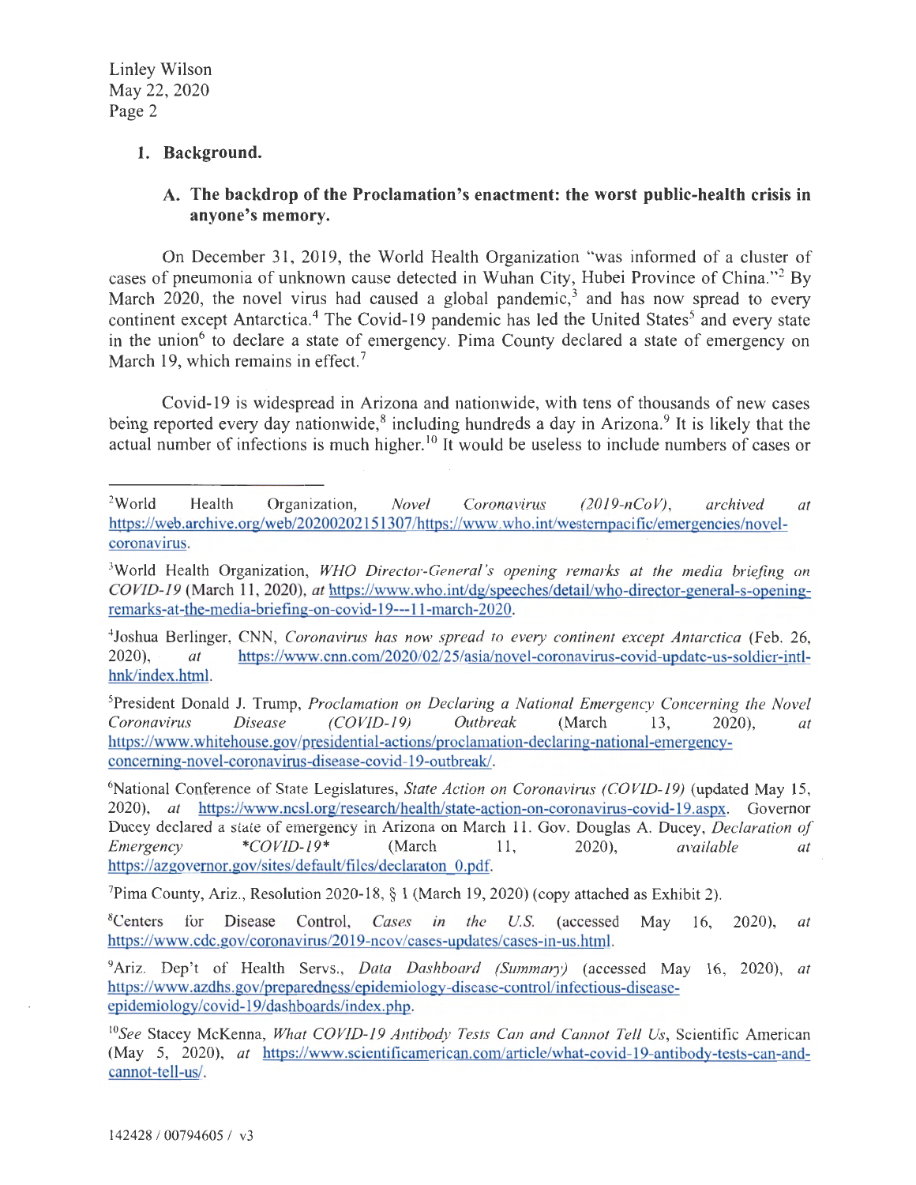## 1. Background.

### A. The backdrop of the Proclamation's enactment: the worst public-health crisis in anyone's memory.

On December 31, 2019, the World Health Organization "was informed of a cluster of cases of pneumonia of unknown cause detected in Wuhan City, Hubei Province of China."[2] By March 2020, the novel virus had caused a global pandemic,[3] and has now spread to every continent except Antarctica.[4] The Covid-19 pandemic has led the United States[5] and every state in the union[6] to declare a state of emergency. Pima County declared a state of emergency on March 19, which remains in effect.[7]

Covid-19 is widespread in Arizona and nationwide, with tens of thousands of new cases being reported every day nationwide,[8] including hundreds a day in Arizona.[9] It is likely that the actual number of infections is much higher.[10] It would be useless to include numbers of cases or

---

[2]World Health Organization, *Novel Coronavirus (2019-nCoV)*, *archived at* https://web.archive.org/web/20200202151307/https://www.who.int/westernpacific/emergencies/novel-coronavirus.

[3]World Health Organization, *WHO Director-General's opening remarks at the media briefing on COVID-19* (March 11, 2020), *at* https://www.who.int/dg/speeches/detail/who-director-general-s-opening-remarks-at-the-media-briefing-on-covid-19---11-march-2020.

[4]Joshua Berlinger, CNN, *Coronavirus has now spread to every continent except Antarctica* (Feb. 26, 2020), *at* https://www.cnn.com/2020/02/25/asia/novel-coronavirus-covid-update-us-soldier-intl-hnk/index.html.

[5]President Donald J. Trump, *Proclamation on Declaring a National Emergency Concerning the Novel Coronavirus Disease (COVID-19) Outbreak* (March 13, 2020), *at* https://www.whitehouse.gov/presidential-actions/proclamation-declaring-national-emergency-concerning-novel-coronavirus-disease-covid-19-outbreak/.

[6]National Conference of State Legislatures, *State Action on Coronavirus (COVID-19)* (updated May 15, 2020), *at* https://www.ncsl.org/research/health/state-action-on-coronavirus-covid-19.aspx. Governor Ducey declared a state of emergency in Arizona on March 11. Gov. Douglas A. Ducey, *Declaration of Emergency \*COVID-19\** (March 11, 2020), *available at* https://azgovernor.gov/sites/default/files/declaraton_0.pdf.

[7]Pima County, Ariz., Resolution 2020-18, § 1 (March 19, 2020) (copy attached as Exhibit 2).

[8]Centers for Disease Control, *Cases in the U.S.* (accessed May 16, 2020), *at* https://www.cdc.gov/coronavirus/2019-ncov/cases-updates/cases-in-us.html.

[9]Ariz. Dep't of Health Servs., *Data Dashboard (Summary)* (accessed May 16, 2020), *at* https://www.azdhs.gov/preparedness/epidemiology-disease-control/infectious-disease-epidemiology/covid-19/dashboards/index.php.

[10]*See* Stacey McKenna, *What COVID-19 Antibody Tests Can and Cannot Tell Us*, Scientific American (May 5, 2020), *at* https://www.scientificamerican.com/article/what-covid-19-antibody-tests-can-and-cannot-tell-us/.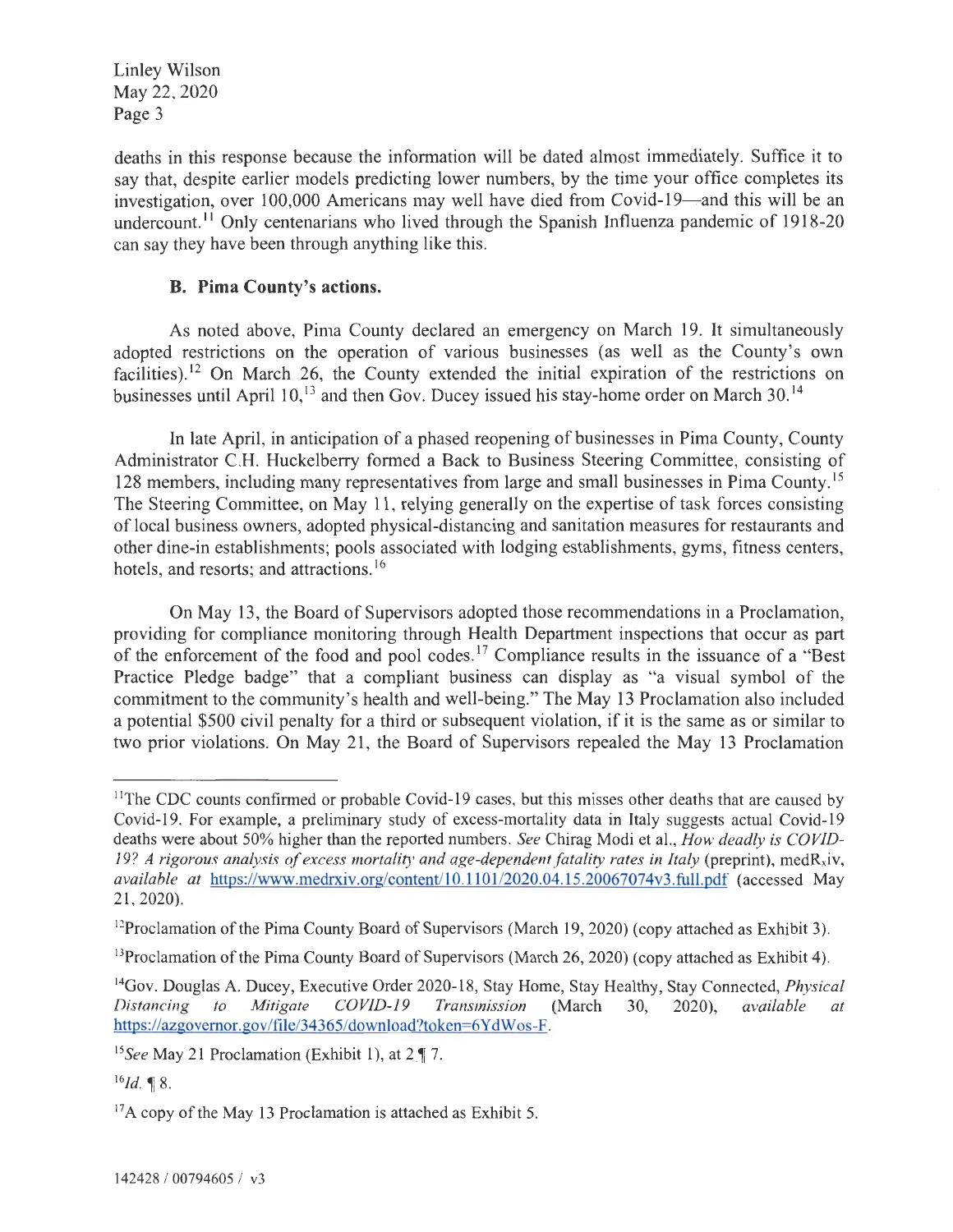deaths in this response because the information will be dated almost immediately. Suffice it to say that, despite earlier models predicting lower numbers, by the time your office completes its investigation, over 100,000 Americans may well have died from Covid-19—and this will be an undercount.[11] Only centenarians who lived through the Spanish Influenza pandemic of 1918-20 can say they have been through anything like this.

### B. Pima County's actions.

As noted above, Pima County declared an emergency on March 19. It simultaneously adopted restrictions on the operation of various businesses (as well as the County's own facilities).[12] On March 26, the County extended the initial expiration of the restrictions on businesses until April 10,[13] and then Gov. Ducey issued his stay-home order on March 30.[14]

In late April, in anticipation of a phased reopening of businesses in Pima County, County Administrator C.H. Huckelberry formed a Back to Business Steering Committee, consisting of 128 members, including many representatives from large and small businesses in Pima County.[15] The Steering Committee, on May 11, relying generally on the expertise of task forces consisting of local business owners, adopted physical-distancing and sanitation measures for restaurants and other dine-in establishments; pools associated with lodging establishments, gyms, fitness centers, hotels, and resorts; and attractions.[16]

On May 13, the Board of Supervisors adopted those recommendations in a Proclamation, providing for compliance monitoring through Health Department inspections that occur as part of the enforcement of the food and pool codes.[17] Compliance results in the issuance of a "Best Practice Pledge badge" that a compliant business can display as "a visual symbol of the commitment to the community's health and well-being." The May 13 Proclamation also included a potential $500 civil penalty for a third or subsequent violation, if it is the same as or similar to two prior violations. On May 21, the Board of Supervisors repealed the May 13 Proclamation

---

[11] The CDC counts confirmed or probable Covid-19 cases, but this misses other deaths that are caused by Covid-19. For example, a preliminary study of excess-mortality data in Italy suggests actual Covid-19 deaths were about 50% higher than the reported numbers. *See* Chirag Modi et al., *How deadly is COVID-19? A rigorous analysis of excess mortality and age-dependent fatality rates in Italy* (preprint), medRxiv, *available at* https://www.medrxiv.org/content/10.1101/2020.04.15.20067074v3.full.pdf (accessed May 21, 2020).

[12] Proclamation of the Pima County Board of Supervisors (March 19, 2020) (copy attached as Exhibit 3).

[13] Proclamation of the Pima County Board of Supervisors (March 26, 2020) (copy attached as Exhibit 4).

[14] Gov. Douglas A. Ducey, Executive Order 2020-18, Stay Home, Stay Healthy, Stay Connected, *Physical Distancing to Mitigate COVID-19 Transmission* (March 30, 2020), *available at* https://azgovernor.gov/file/34365/download?token=6YdWos-F.

[15] *See* May 21 Proclamation (Exhibit 1), at 2 ¶ 7.

[16] *Id.* ¶ 8.

[17] A copy of the May 13 Proclamation is attached as Exhibit 5.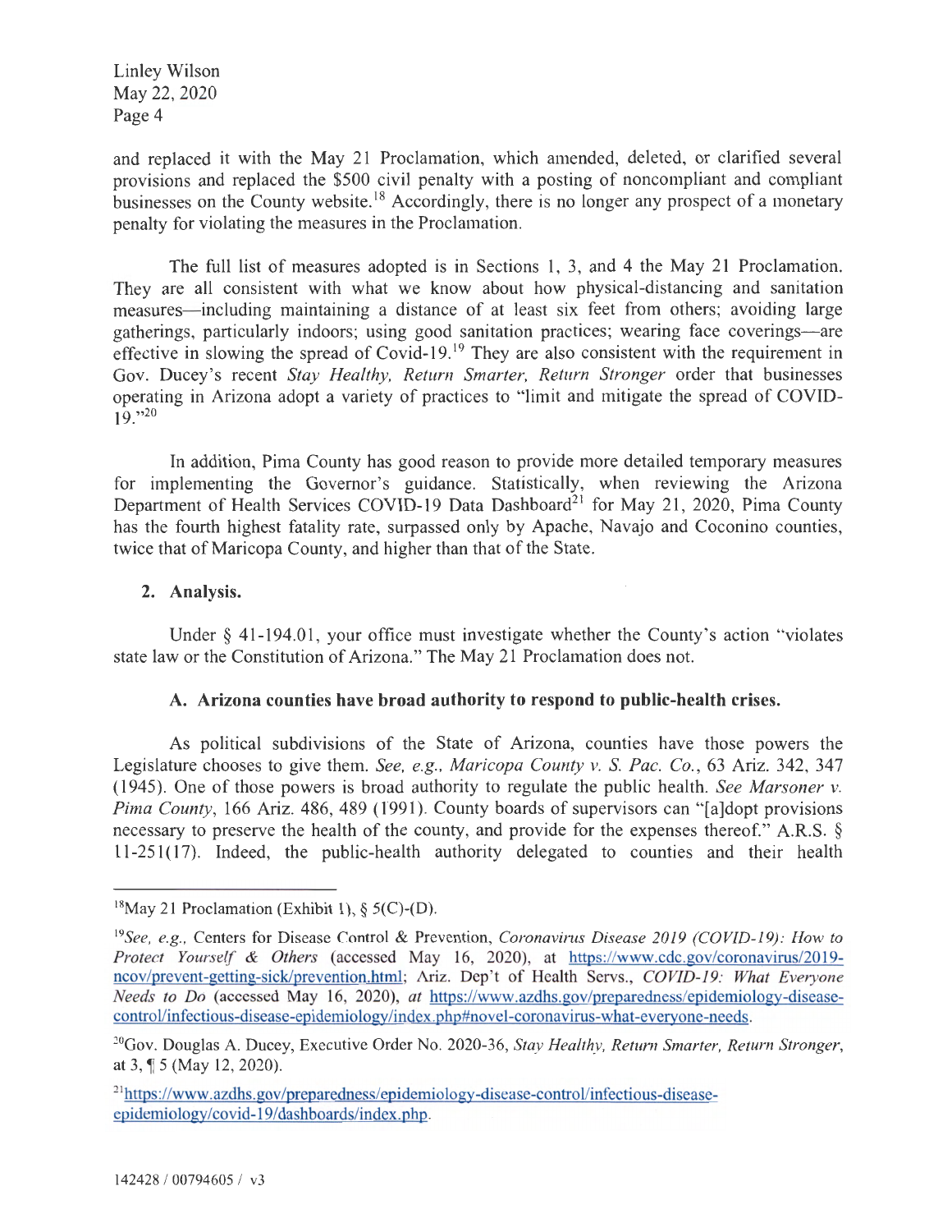and replaced it with the May 21 Proclamation, which amended, deleted, or clarified several provisions and replaced the $500 civil penalty with a posting of noncompliant and compliant businesses on the County website.[18] Accordingly, there is no longer any prospect of a monetary penalty for violating the measures in the Proclamation.

The full list of measures adopted is in Sections 1, 3, and 4 the May 21 Proclamation. They are all consistent with what we know about how physical-distancing and sanitation measures—including maintaining a distance of at least six feet from others; avoiding large gatherings, particularly indoors; using good sanitation practices; wearing face coverings—are effective in slowing the spread of Covid-19.[19] They are also consistent with the requirement in Gov. Ducey's recent *Stay Healthy, Return Smarter, Return Stronger* order that businesses operating in Arizona adopt a variety of practices to "limit and mitigate the spread of COVID-19."[20]

In addition, Pima County has good reason to provide more detailed temporary measures for implementing the Governor's guidance. Statistically, when reviewing the Arizona Department of Health Services COVID-19 Data Dashboard[21] for May 21, 2020, Pima County has the fourth highest fatality rate, surpassed only by Apache, Navajo and Coconino counties, twice that of Maricopa County, and higher than that of the State.

## 2. Analysis.

Under § 41-194.01, your office must investigate whether the County's action "violates state law or the Constitution of Arizona." The May 21 Proclamation does not.

### A. Arizona counties have broad authority to respond to public-health crises.

As political subdivisions of the State of Arizona, counties have those powers the Legislature chooses to give them. *See, e.g., Maricopa County v. S. Pac. Co.*, 63 Ariz. 342, 347 (1945). One of those powers is broad authority to regulate the public health. *See Marsoner v. Pima County*, 166 Ariz. 486, 489 (1991). County boards of supervisors can "[a]dopt provisions necessary to preserve the health of the county, and provide for the expenses thereof." A.R.S. § 11-251(17). Indeed, the public-health authority delegated to counties and their health

---

[18] May 21 Proclamation (Exhibit 1), § 5(C)-(D).

[19] *See, e.g.*, Centers for Disease Control & Prevention, *Coronavirus Disease 2019 (COVID-19): How to Protect Yourself & Others* (accessed May 16, 2020), at https://www.cdc.gov/coronavirus/2019-ncov/prevent-getting-sick/prevention.html; Ariz. Dep't of Health Servs., *COVID-19: What Everyone Needs to Do* (accessed May 16, 2020), *at* https://www.azdhs.gov/preparedness/epidemiology-disease-control/infectious-disease-epidemiology/index.php#novel-coronavirus-what-everyone-needs.

[20] Gov. Douglas A. Ducey, Executive Order No. 2020-36, *Stay Healthy, Return Smarter, Return Stronger*, at 3, ¶ 5 (May 12, 2020).

[21] https://www.azdhs.gov/preparedness/epidemiology-disease-control/infectious-disease-epidemiology/covid-19/dashboards/index.php.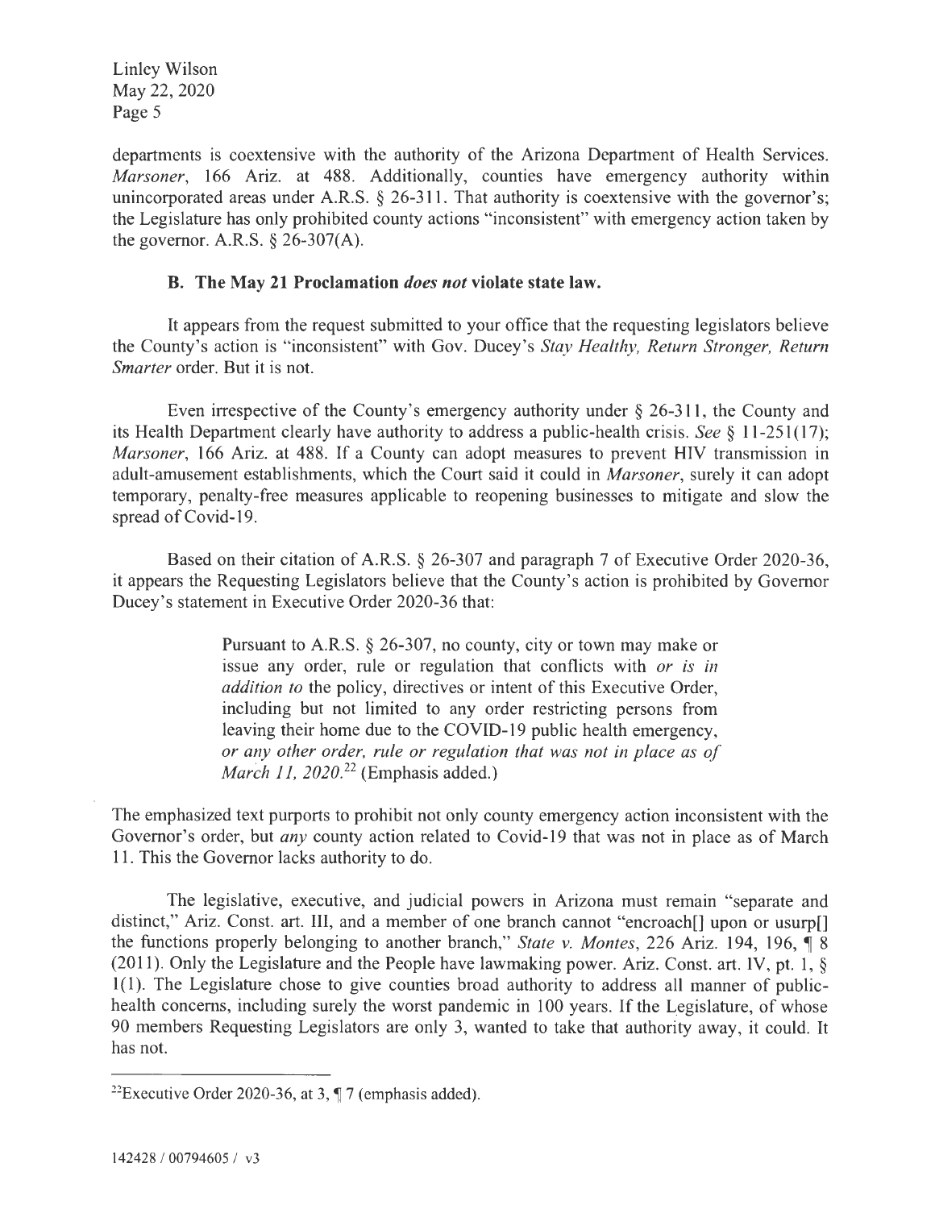departments is coextensive with the authority of the Arizona Department of Health Services. *Marsoner*, 166 Ariz. at 488. Additionally, counties have emergency authority within unincorporated areas under A.R.S. § 26-311. That authority is coextensive with the governor's; the Legislature has only prohibited county actions "inconsistent" with emergency action taken by the governor. A.R.S. § 26-307(A).

### B. The May 21 Proclamation *does not* violate state law.

It appears from the request submitted to your office that the requesting legislators believe the County's action is "inconsistent" with Gov. Ducey's *Stay Healthy, Return Stronger, Return Smarter* order. But it is not.

Even irrespective of the County's emergency authority under § 26-311, the County and its Health Department clearly have authority to address a public-health crisis. *See* § 11-251(17); *Marsoner*, 166 Ariz. at 488. If a County can adopt measures to prevent HIV transmission in adult-amusement establishments, which the Court said it could in *Marsoner*, surely it can adopt temporary, penalty-free measures applicable to reopening businesses to mitigate and slow the spread of Covid-19.

Based on their citation of A.R.S. § 26-307 and paragraph 7 of Executive Order 2020-36, it appears the Requesting Legislators believe that the County's action is prohibited by Governor Ducey's statement in Executive Order 2020-36 that:

> Pursuant to A.R.S. § 26-307, no county, city or town may make or issue any order, rule or regulation that conflicts with *or is in addition to* the policy, directives or intent of this Executive Order, including but not limited to any order restricting persons from leaving their home due to the COVID-19 public health emergency, *or any other order, rule or regulation that was not in place as of March 11, 2020.*[22] (Emphasis added.)

The emphasized text purports to prohibit not only county emergency action inconsistent with the Governor's order, but *any* county action related to Covid-19 that was not in place as of March 11. This the Governor lacks authority to do.

The legislative, executive, and judicial powers in Arizona must remain "separate and distinct," Ariz. Const. art. III, and a member of one branch cannot "encroach[] upon or usurp[] the functions properly belonging to another branch," *State v. Montes*, 226 Ariz. 194, 196, ¶ 8 (2011). Only the Legislature and the People have lawmaking power. Ariz. Const. art. IV, pt. 1, § 1(1). The Legislature chose to give counties broad authority to address all manner of public-health concerns, including surely the worst pandemic in 100 years. If the Legislature, of whose 90 members Requesting Legislators are only 3, wanted to take that authority away, it could. It has not.

---

[22] Executive Order 2020-36, at 3, ¶ 7 (emphasis added).

142428 / 00794605 / v3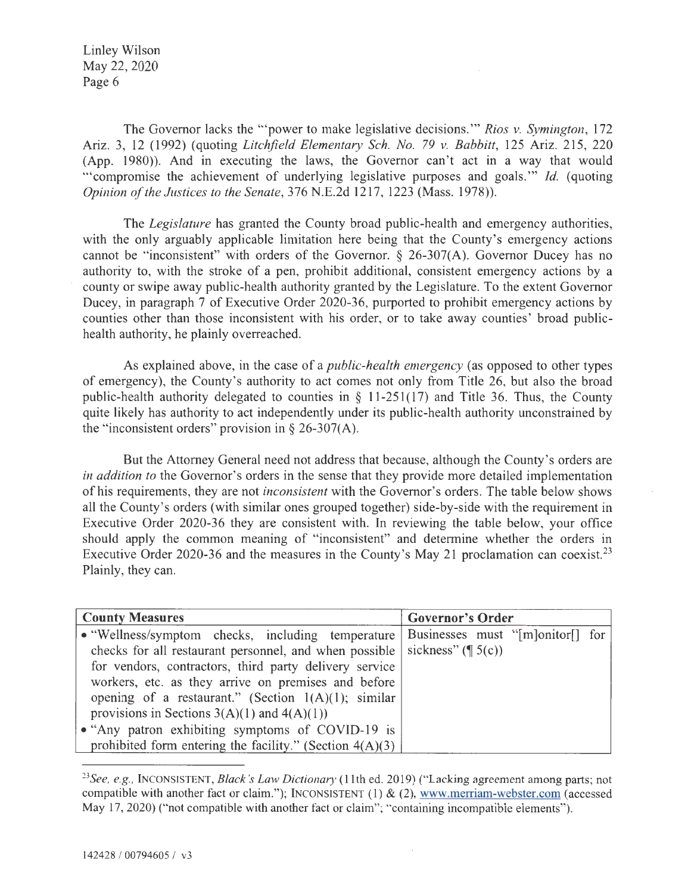The Governor lacks the "'power to make legislative decisions.'" *Rios v. Symington*, 172 Ariz. 3, 12 (1992) (quoting *Litchfield Elementary Sch. No. 79 v. Babbitt*, 125 Ariz. 215, 220 (App. 1980)). And in executing the laws, the Governor can't act in a way that would "'compromise the achievement of underlying legislative purposes and goals.'" *Id.* (quoting *Opinion of the Justices to the Senate*, 376 N.E.2d 1217, 1223 (Mass. 1978)).

The *Legislature* has granted the County broad public-health and emergency authorities, with the only arguably applicable limitation here being that the County's emergency actions cannot be "inconsistent" with orders of the Governor. § 26-307(A). Governor Ducey has no authority to, with the stroke of a pen, prohibit additional, consistent emergency actions by a county or swipe away public-health authority granted by the Legislature. To the extent Governor Ducey, in paragraph 7 of Executive Order 2020-36, purported to prohibit emergency actions by counties other than those inconsistent with his order, or to take away counties' broad public-health authority, he plainly overreached.

As explained above, in the case of a *public-health emergency* (as opposed to other types of emergency), the County's authority to act comes not only from Title 26, but also the broad public-health authority delegated to counties in § 11-251(17) and Title 36. Thus, the County quite likely has authority to act independently under its public-health authority unconstrained by the "inconsistent orders" provision in § 26-307(A).

But the Attorney General need not address that because, although the County's orders are *in addition to* the Governor's orders in the sense that they provide more detailed implementation of his requirements, they are not *inconsistent* with the Governor's orders. The table below shows all the County's orders (with similar ones grouped together) side-by-side with the requirement in Executive Order 2020-36 they are consistent with. In reviewing the table below, your office should apply the common meaning of "inconsistent" and determine whether the orders in Executive Order 2020-36 and the measures in the County's May 21 proclamation can coexist.[23] Plainly, they can.

| **County Measures** | **Governor's Order** |
|---|---|
| • "Wellness/symptom checks, including temperature checks for all restaurant personnel, and when possible for vendors, contractors, third party delivery service workers, etc. as they arrive on premises and before opening of a restaurant." (Section 1(A)(1); similar provisions in Sections 3(A)(1) and 4(A)(1)) <br> • "Any patron exhibiting symptoms of COVID-19 is prohibited form entering the facility." (Section 4(A)(3) | Businesses must "[m]onitor[] for sickness" (¶ 5(c)) |

[23] *See, e.g.*, INCONSISTENT, *Black's Law Dictionary* (11th ed. 2019) ("Lacking agreement among parts; not compatible with another fact or claim."); INCONSISTENT (1) & (2), www.merriam-webster.com (accessed May 17, 2020) ("not compatible with another fact or claim"; "containing incompatible elements").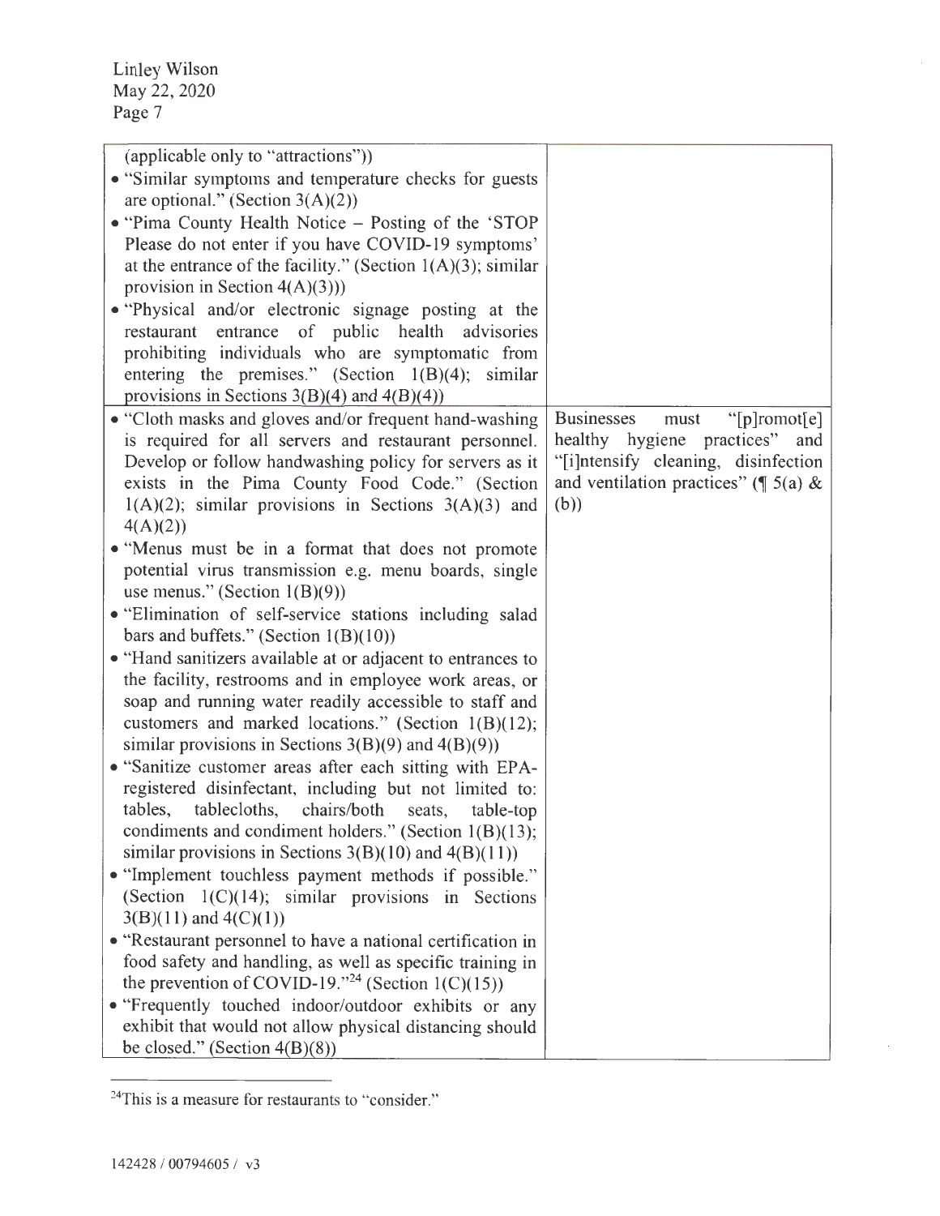| | |
|---|---|
| (applicable only to "attractions")) <br>• "Similar symptoms and temperature checks for guests are optional." (Section 3(A)(2)) <br>• "Pima County Health Notice – Posting of the 'STOP Please do not enter if you have COVID-19 symptoms' at the entrance of the facility." (Section 1(A)(3); similar provision in Section 4(A)(3))) <br>• "Physical and/or electronic signage posting at the restaurant entrance of public health advisories prohibiting individuals who are symptomatic from entering the premises." (Section 1(B)(4); similar provisions in Sections 3(B)(4) and 4(B)(4)) | |
| • "Cloth masks and gloves and/or frequent hand-washing is required for all servers and restaurant personnel. Develop or follow handwashing policy for servers as it exists in the Pima County Food Code." (Section 1(A)(2); similar provisions in Sections 3(A)(3) and 4(A)(2)) <br>• "Menus must be in a format that does not promote potential virus transmission e.g. menu boards, single use menus." (Section 1(B)(9)) <br>• "Elimination of self-service stations including salad bars and buffets." (Section 1(B)(10)) <br>• "Hand sanitizers available at or adjacent to entrances to the facility, restrooms and in employee work areas, or soap and running water readily accessible to staff and customers and marked locations." (Section 1(B)(12); similar provisions in Sections 3(B)(9) and 4(B)(9)) <br>• "Sanitize customer areas after each sitting with EPA-registered disinfectant, including but not limited to: tables, tablecloths, chairs/both seats, table-top condiments and condiment holders." (Section 1(B)(13); similar provisions in Sections 3(B)(10) and 4(B)(11)) <br>• "Implement touchless payment methods if possible." (Section 1(C)(14); similar provisions in Sections 3(B)(11) and 4(C)(1)) <br>• "Restaurant personnel to have a national certification in food safety and handling, as well as specific training in the prevention of COVID-19."[24] (Section 1(C)(15)) <br>• "Frequently touched indoor/outdoor exhibits or any exhibit that would not allow physical distancing should be closed." (Section 4(B)(8)) | Businesses must "[p]romot[e] healthy hygiene practices" and "[i]ntensify cleaning, disinfection and ventilation practices" (¶ 5(a) & (b)) |

[24]This is a measure for restaurants to "consider."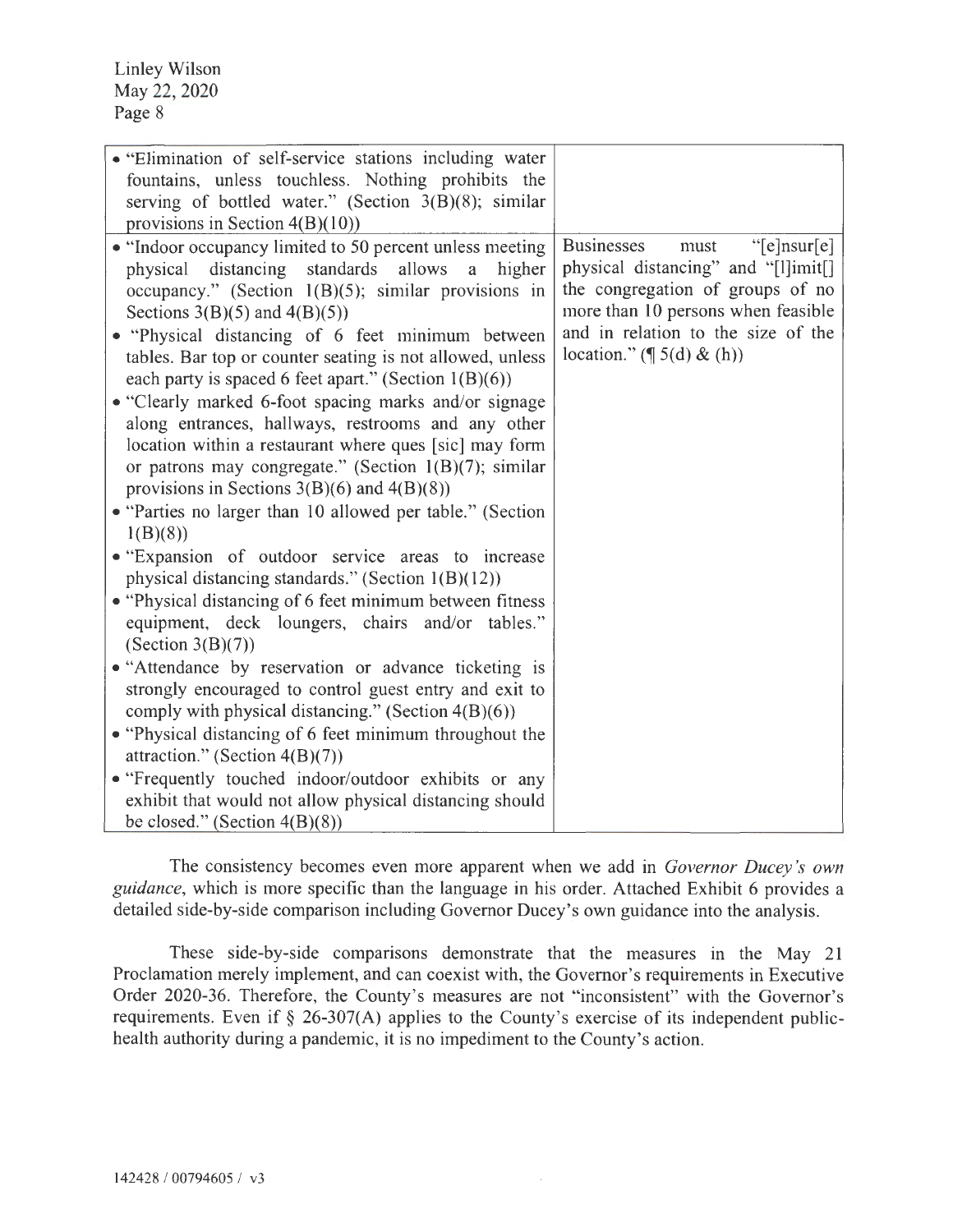| | |
|---|---|
| • "Elimination of self-service stations including water fountains, unless touchless. Nothing prohibits the serving of bottled water." (Section 3(B)(8); similar provisions in Section 4(B)(10)) | |
| • "Indoor occupancy limited to 50 percent unless meeting physical distancing standards allows a higher occupancy." (Section 1(B)(5); similar provisions in Sections 3(B)(5) and 4(B)(5))<br>• "Physical distancing of 6 feet minimum between tables. Bar top or counter seating is not allowed, unless each party is spaced 6 feet apart." (Section 1(B)(6))<br>• "Clearly marked 6-foot spacing marks and/or signage along entrances, hallways, restrooms and any other location within a restaurant where ques [sic] may form or patrons may congregate." (Section 1(B)(7); similar provisions in Sections 3(B)(6) and 4(B)(8))<br>• "Parties no larger than 10 allowed per table." (Section 1(B)(8))<br>• "Expansion of outdoor service areas to increase physical distancing standards." (Section 1(B)(12))<br>• "Physical distancing of 6 feet minimum between fitness equipment, deck loungers, chairs and/or tables." (Section 3(B)(7))<br>• "Attendance by reservation or advance ticketing is strongly encouraged to control guest entry and exit to comply with physical distancing." (Section 4(B)(6))<br>• "Physical distancing of 6 feet minimum throughout the attraction." (Section 4(B)(7))<br>• "Frequently touched indoor/outdoor exhibits or any exhibit that would not allow physical distancing should be closed." (Section 4(B)(8)) | Businesses must "[e]nsur[e] physical distancing" and "[l]imit[] the congregation of groups of no more than 10 persons when feasible and in relation to the size of the location." (¶ 5(d) & (h)) |

The consistency becomes even more apparent when we add in *Governor Ducey's own guidance*, which is more specific than the language in his order. Attached Exhibit 6 provides a detailed side-by-side comparison including Governor Ducey's own guidance into the analysis.

These side-by-side comparisons demonstrate that the measures in the May 21 Proclamation merely implement, and can coexist with, the Governor's requirements in Executive Order 2020-36. Therefore, the County's measures are not "inconsistent" with the Governor's requirements. Even if § 26-307(A) applies to the County's exercise of its independent public-health authority during a pandemic, it is no impediment to the County's action.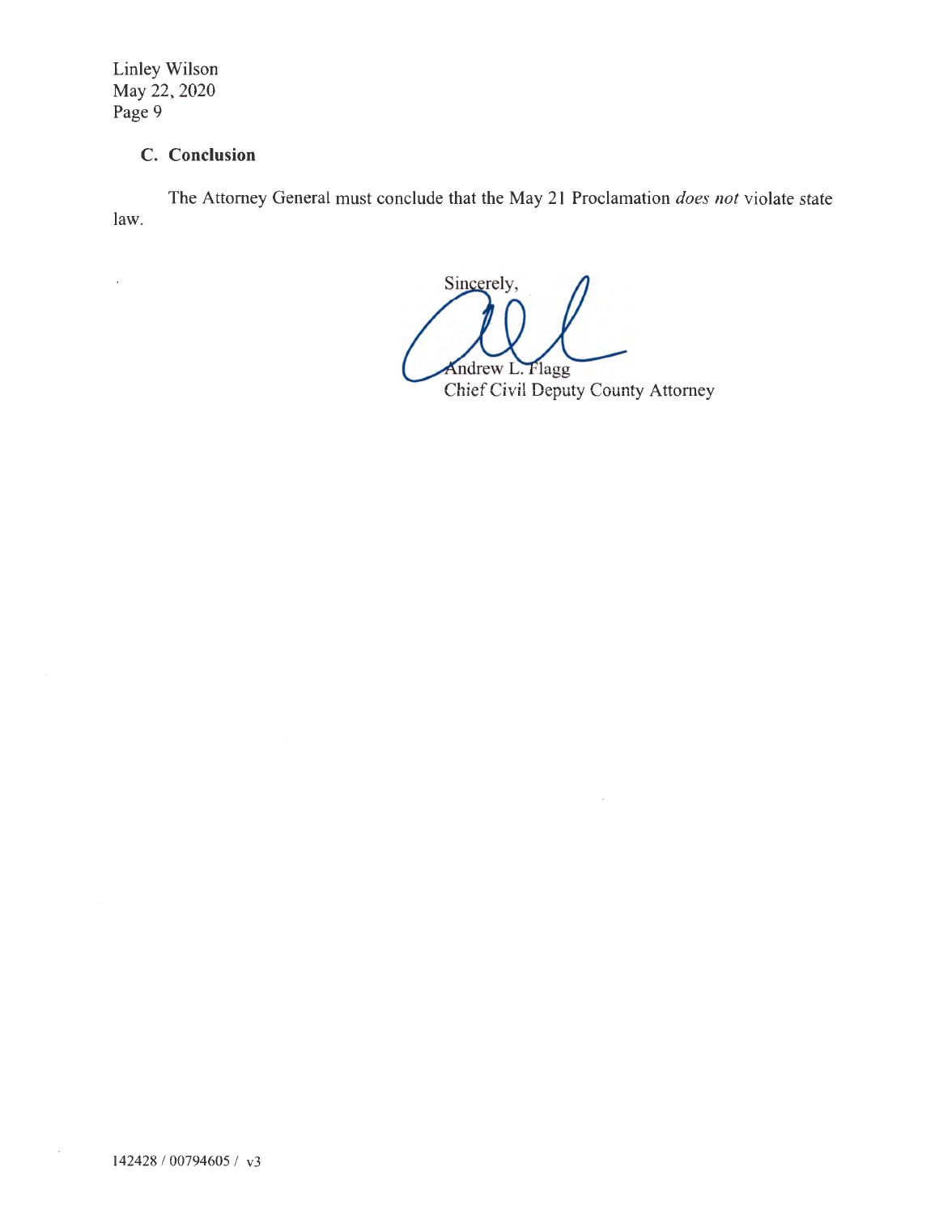### C. Conclusion

The Attorney General must conclude that the May 21 Proclamation *does not* violate state law.

Sincerely,

Andrew L. Flagg
Chief Civil Deputy County Attorney

142428 / 00794605 / v3